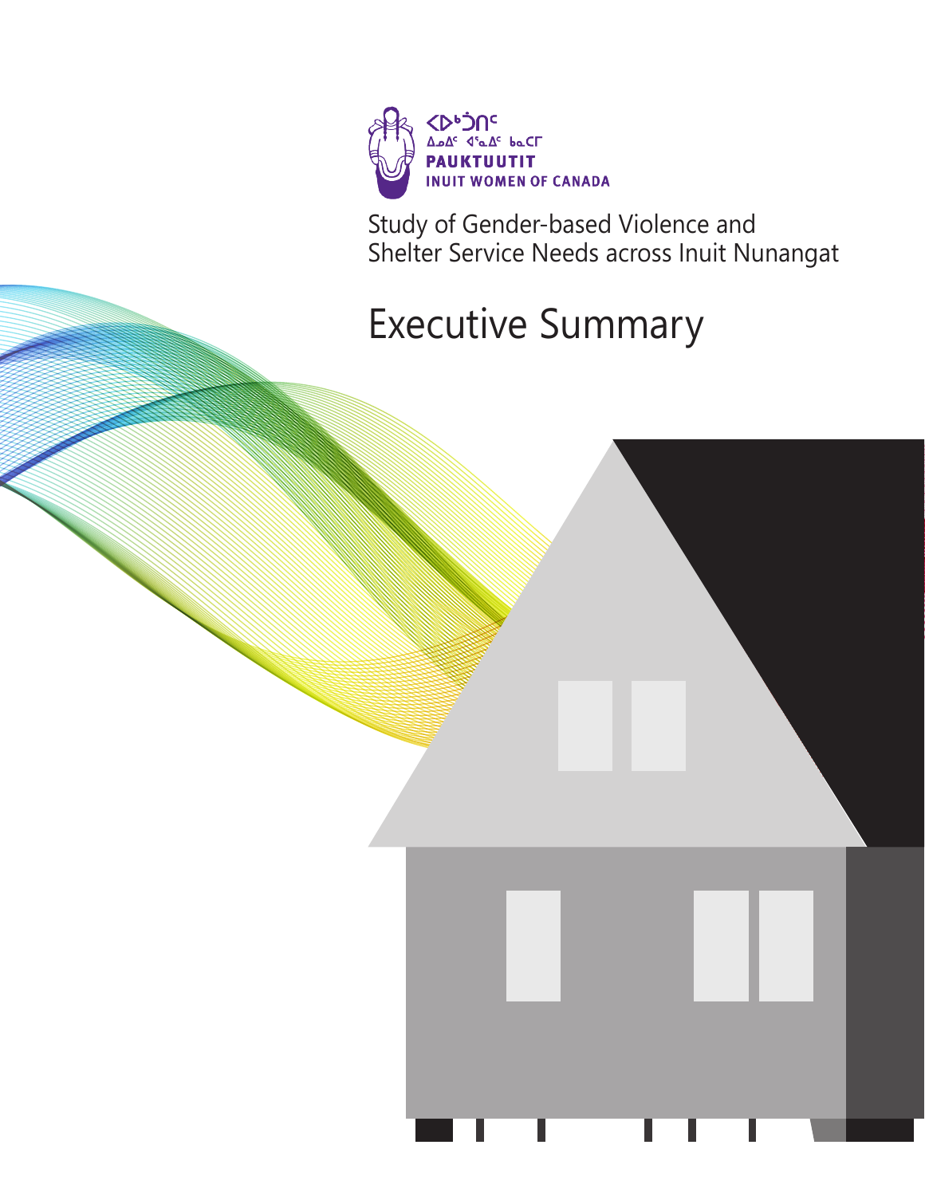ᐸᐅᒃᑑᑎᑦ
ᐃᓄᐃᑦ ᐊᕐᓇᐃᑦ ᑲᓇᑕᒥ
PAUKTUUTIT
INUIT WOMEN OF CANADA

Study of Gender-based Violence and Shelter Service Needs across Inuit Nunangat

# Executive Summary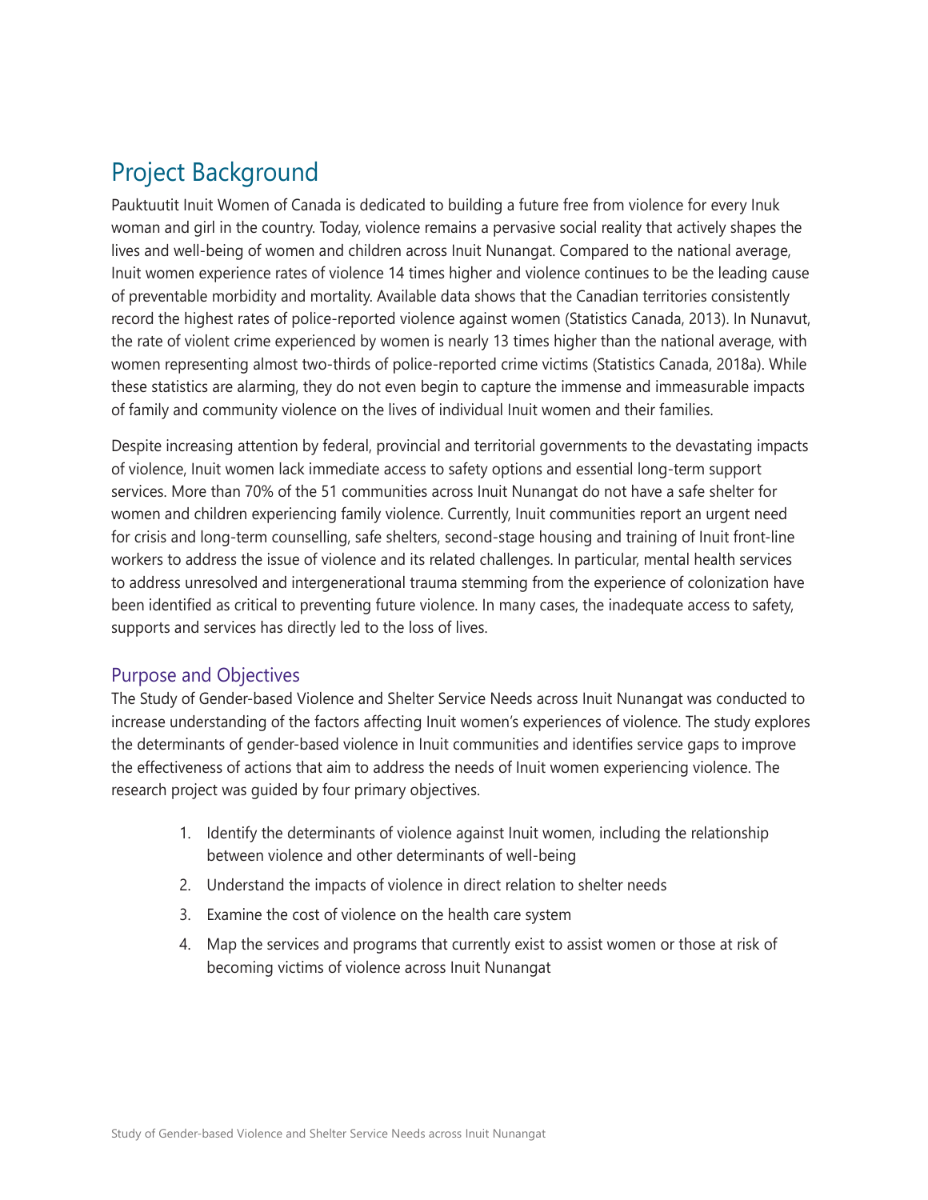# Project Background

Pauktuutit Inuit Women of Canada is dedicated to building a future free from violence for every Inuk woman and girl in the country. Today, violence remains a pervasive social reality that actively shapes the lives and well-being of women and children across Inuit Nunangat. Compared to the national average, Inuit women experience rates of violence 14 times higher and violence continues to be the leading cause of preventable morbidity and mortality. Available data shows that the Canadian territories consistently record the highest rates of police-reported violence against women (Statistics Canada, 2013). In Nunavut, the rate of violent crime experienced by women is nearly 13 times higher than the national average, with women representing almost two-thirds of police-reported crime victims (Statistics Canada, 2018a). While these statistics are alarming, they do not even begin to capture the immense and immeasurable impacts of family and community violence on the lives of individual Inuit women and their families.

Despite increasing attention by federal, provincial and territorial governments to the devastating impacts of violence, Inuit women lack immediate access to safety options and essential long-term support services. More than 70% of the 51 communities across Inuit Nunangat do not have a safe shelter for women and children experiencing family violence. Currently, Inuit communities report an urgent need for crisis and long-term counselling, safe shelters, second-stage housing and training of Inuit front-line workers to address the issue of violence and its related challenges. In particular, mental health services to address unresolved and intergenerational trauma stemming from the experience of colonization have been identified as critical to preventing future violence. In many cases, the inadequate access to safety, supports and services has directly led to the loss of lives.

## Purpose and Objectives

The Study of Gender-based Violence and Shelter Service Needs across Inuit Nunangat was conducted to increase understanding of the factors affecting Inuit women's experiences of violence. The study explores the determinants of gender-based violence in Inuit communities and identifies service gaps to improve the effectiveness of actions that aim to address the needs of Inuit women experiencing violence. The research project was guided by four primary objectives.

1. Identify the determinants of violence against Inuit women, including the relationship between violence and other determinants of well-being
2. Understand the impacts of violence in direct relation to shelter needs
3. Examine the cost of violence on the health care system
4. Map the services and programs that currently exist to assist women or those at risk of becoming victims of violence across Inuit Nunangat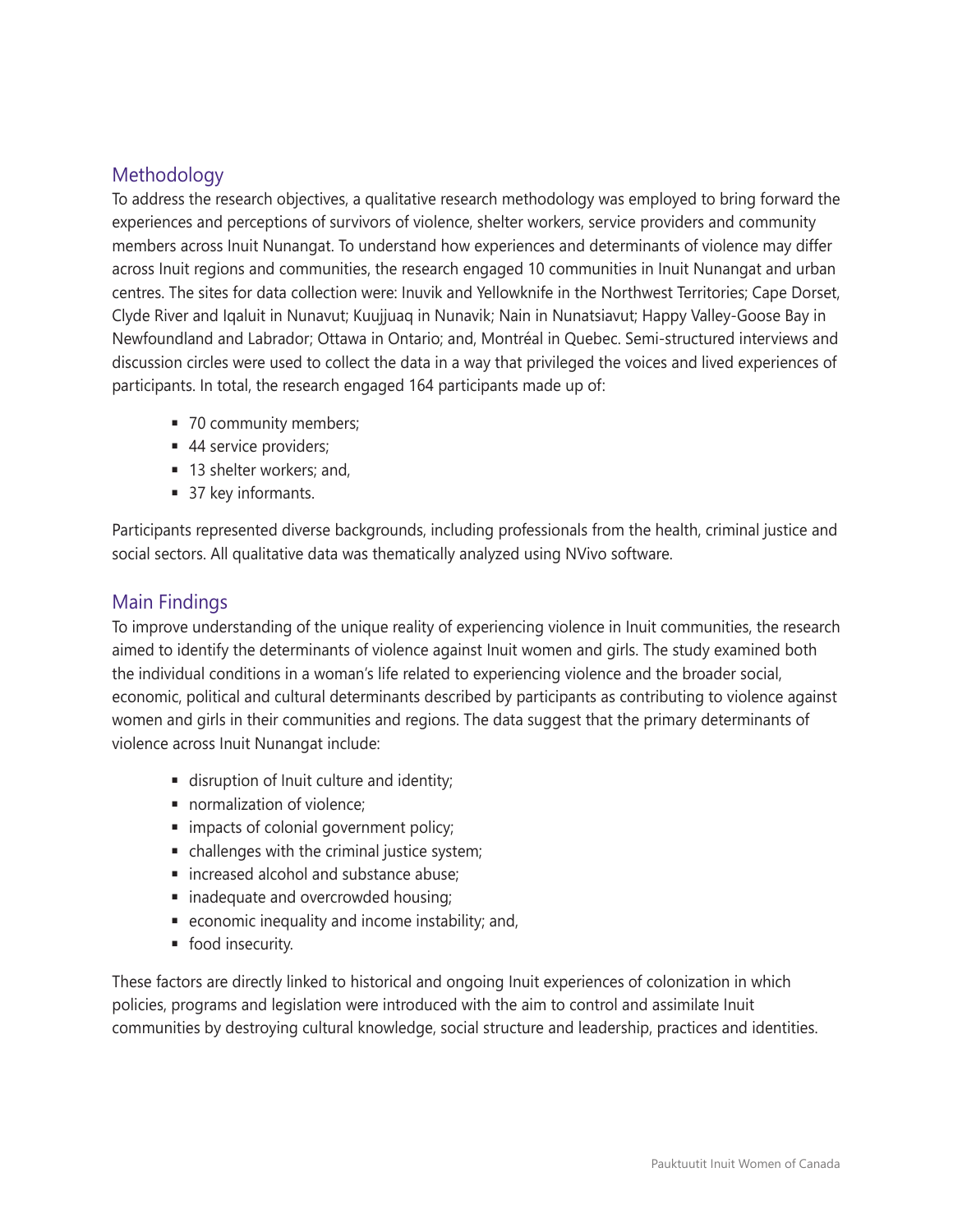## Methodology

To address the research objectives, a qualitative research methodology was employed to bring forward the experiences and perceptions of survivors of violence, shelter workers, service providers and community members across Inuit Nunangat. To understand how experiences and determinants of violence may differ across Inuit regions and communities, the research engaged 10 communities in Inuit Nunangat and urban centres. The sites for data collection were: Inuvik and Yellowknife in the Northwest Territories; Cape Dorset, Clyde River and Iqaluit in Nunavut; Kuujjuaq in Nunavik; Nain in Nunatsiavut; Happy Valley-Goose Bay in Newfoundland and Labrador; Ottawa in Ontario; and, Montréal in Quebec. Semi-structured interviews and discussion circles were used to collect the data in a way that privileged the voices and lived experiences of participants. In total, the research engaged 164 participants made up of:

- 70 community members;
- 44 service providers;
- 13 shelter workers; and,
- 37 key informants.

Participants represented diverse backgrounds, including professionals from the health, criminal justice and social sectors. All qualitative data was thematically analyzed using NVivo software.

## Main Findings

To improve understanding of the unique reality of experiencing violence in Inuit communities, the research aimed to identify the determinants of violence against Inuit women and girls. The study examined both the individual conditions in a woman's life related to experiencing violence and the broader social, economic, political and cultural determinants described by participants as contributing to violence against women and girls in their communities and regions. The data suggest that the primary determinants of violence across Inuit Nunangat include:

- disruption of Inuit culture and identity;
- normalization of violence;
- impacts of colonial government policy;
- challenges with the criminal justice system;
- increased alcohol and substance abuse;
- inadequate and overcrowded housing;
- economic inequality and income instability; and,
- food insecurity.

These factors are directly linked to historical and ongoing Inuit experiences of colonization in which policies, programs and legislation were introduced with the aim to control and assimilate Inuit communities by destroying cultural knowledge, social structure and leadership, practices and identities.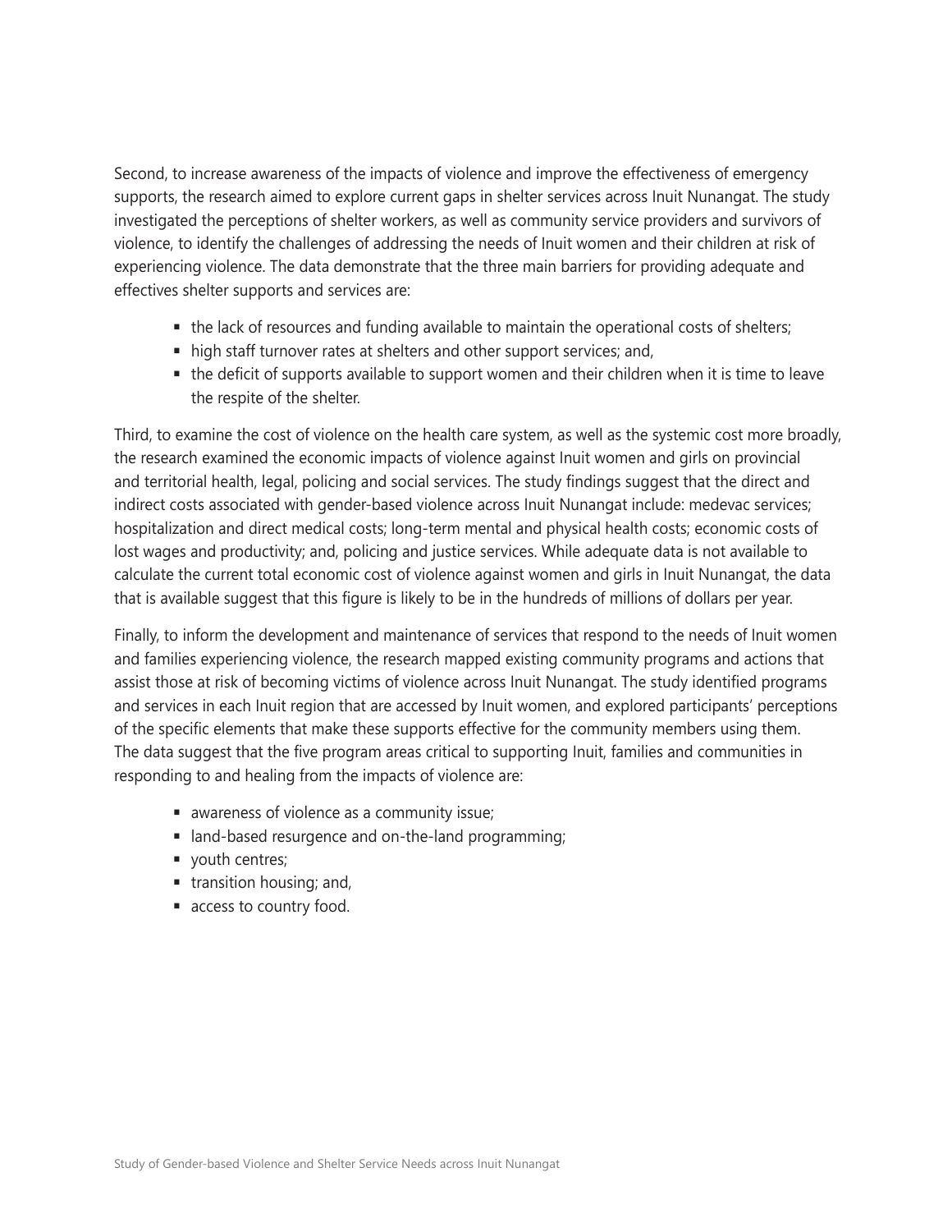Second, to increase awareness of the impacts of violence and improve the effectiveness of emergency supports, the research aimed to explore current gaps in shelter services across Inuit Nunangat. The study investigated the perceptions of shelter workers, as well as community service providers and survivors of violence, to identify the challenges of addressing the needs of Inuit women and their children at risk of experiencing violence. The data demonstrate that the three main barriers for providing adequate and effectives shelter supports and services are:

- the lack of resources and funding available to maintain the operational costs of shelters;
- high staff turnover rates at shelters and other support services; and,
- the deficit of supports available to support women and their children when it is time to leave the respite of the shelter.

Third, to examine the cost of violence on the health care system, as well as the systemic cost more broadly, the research examined the economic impacts of violence against Inuit women and girls on provincial and territorial health, legal, policing and social services. The study findings suggest that the direct and indirect costs associated with gender-based violence across Inuit Nunangat include: medevac services; hospitalization and direct medical costs; long-term mental and physical health costs; economic costs of lost wages and productivity; and, policing and justice services. While adequate data is not available to calculate the current total economic cost of violence against women and girls in Inuit Nunangat, the data that is available suggest that this figure is likely to be in the hundreds of millions of dollars per year.

Finally, to inform the development and maintenance of services that respond to the needs of Inuit women and families experiencing violence, the research mapped existing community programs and actions that assist those at risk of becoming victims of violence across Inuit Nunangat. The study identified programs and services in each Inuit region that are accessed by Inuit women, and explored participants' perceptions of the specific elements that make these supports effective for the community members using them. The data suggest that the five program areas critical to supporting Inuit, families and communities in responding to and healing from the impacts of violence are:

- awareness of violence as a community issue;
- land-based resurgence and on-the-land programming;
- youth centres;
- transition housing; and,
- access to country food.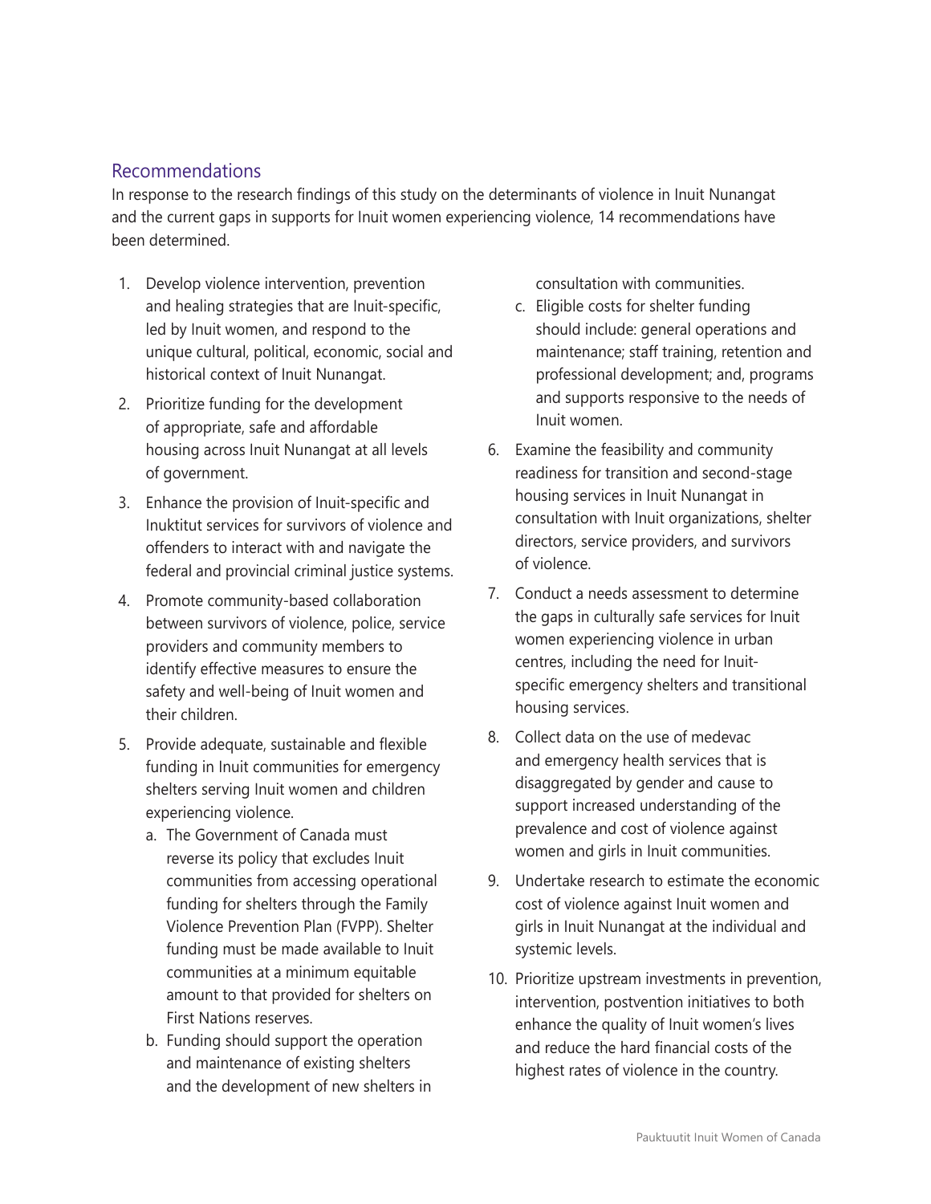## Recommendations

In response to the research findings of this study on the determinants of violence in Inuit Nunangat and the current gaps in supports for Inuit women experiencing violence, 14 recommendations have been determined.

1. Develop violence intervention, prevention and healing strategies that are Inuit-specific, led by Inuit women, and respond to the unique cultural, political, economic, social and historical context of Inuit Nunangat.
2. Prioritize funding for the development of appropriate, safe and affordable housing across Inuit Nunangat at all levels of government.
3. Enhance the provision of Inuit-specific and Inuktitut services for survivors of violence and offenders to interact with and navigate the federal and provincial criminal justice systems.
4. Promote community-based collaboration between survivors of violence, police, service providers and community members to identify effective measures to ensure the safety and well-being of Inuit women and their children.
5. Provide adequate, sustainable and flexible funding in Inuit communities for emergency shelters serving Inuit women and children experiencing violence.
   a. The Government of Canada must reverse its policy that excludes Inuit communities from accessing operational funding for shelters through the Family Violence Prevention Plan (FVPP). Shelter funding must be made available to Inuit communities at a minimum equitable amount to that provided for shelters on First Nations reserves.
   b. Funding should support the operation and maintenance of existing shelters and the development of new shelters in consultation with communities.
   c. Eligible costs for shelter funding should include: general operations and maintenance; staff training, retention and professional development; and, programs and supports responsive to the needs of Inuit women.
6. Examine the feasibility and community readiness for transition and second-stage housing services in Inuit Nunangat in consultation with Inuit organizations, shelter directors, service providers, and survivors of violence.
7. Conduct a needs assessment to determine the gaps in culturally safe services for Inuit women experiencing violence in urban centres, including the need for Inuit-specific emergency shelters and transitional housing services.
8. Collect data on the use of medevac and emergency health services that is disaggregated by gender and cause to support increased understanding of the prevalence and cost of violence against women and girls in Inuit communities.
9. Undertake research to estimate the economic cost of violence against Inuit women and girls in Inuit Nunangat at the individual and systemic levels.
10. Prioritize upstream investments in prevention, intervention, postvention initiatives to both enhance the quality of Inuit women's lives and reduce the hard financial costs of the highest rates of violence in the country.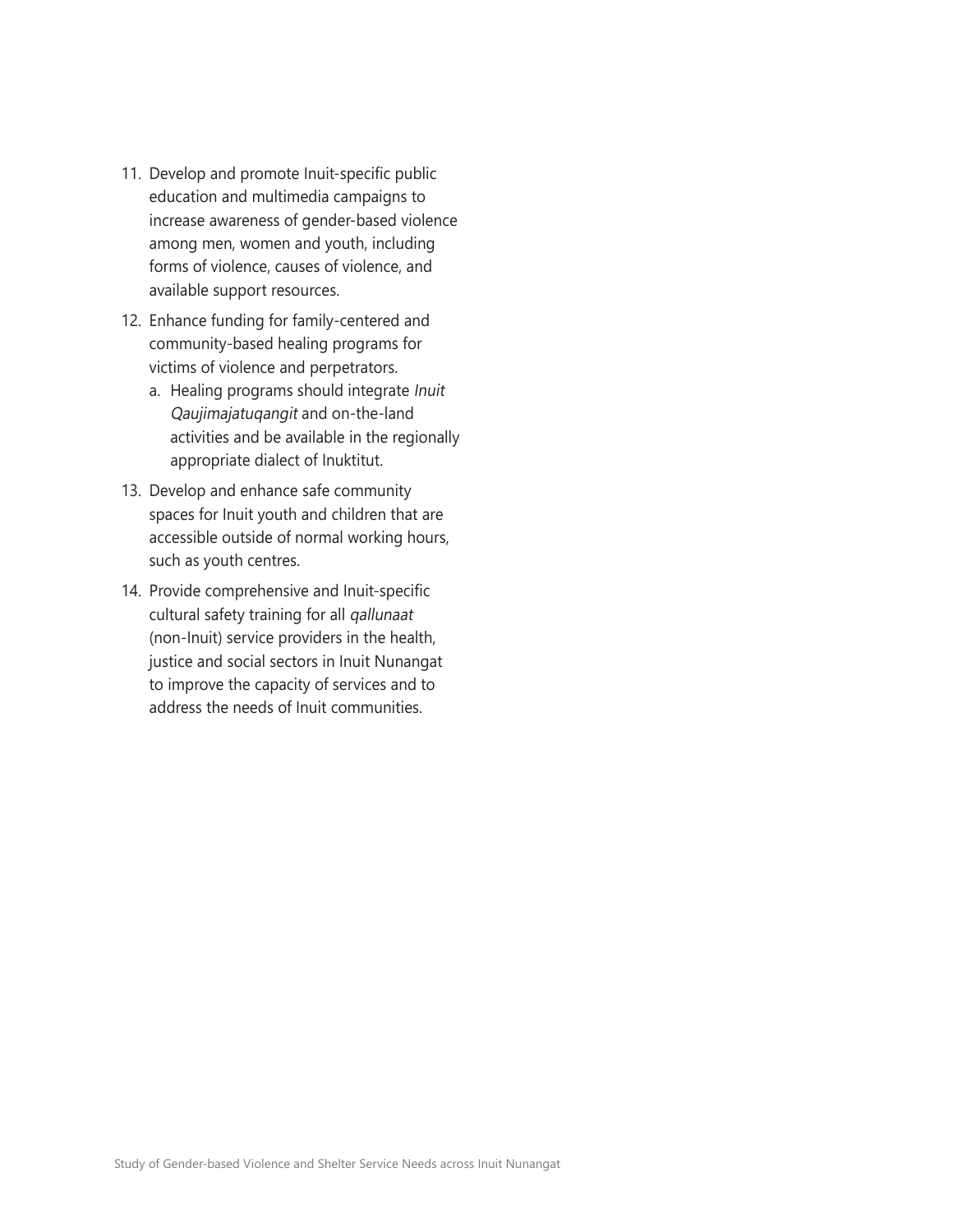11. Develop and promote Inuit-specific public education and multimedia campaigns to increase awareness of gender-based violence among men, women and youth, including forms of violence, causes of violence, and available support resources.
12. Enhance funding for family-centered and community-based healing programs for victims of violence and perpetrators.
    a. Healing programs should integrate *Inuit Qaujimajatuqangit* and on-the-land activities and be available in the regionally appropriate dialect of Inuktitut.
13. Develop and enhance safe community spaces for Inuit youth and children that are accessible outside of normal working hours, such as youth centres.
14. Provide comprehensive and Inuit-specific cultural safety training for all *qallunaat* (non-Inuit) service providers in the health, justice and social sectors in Inuit Nunangat to improve the capacity of services and to address the needs of Inuit communities.